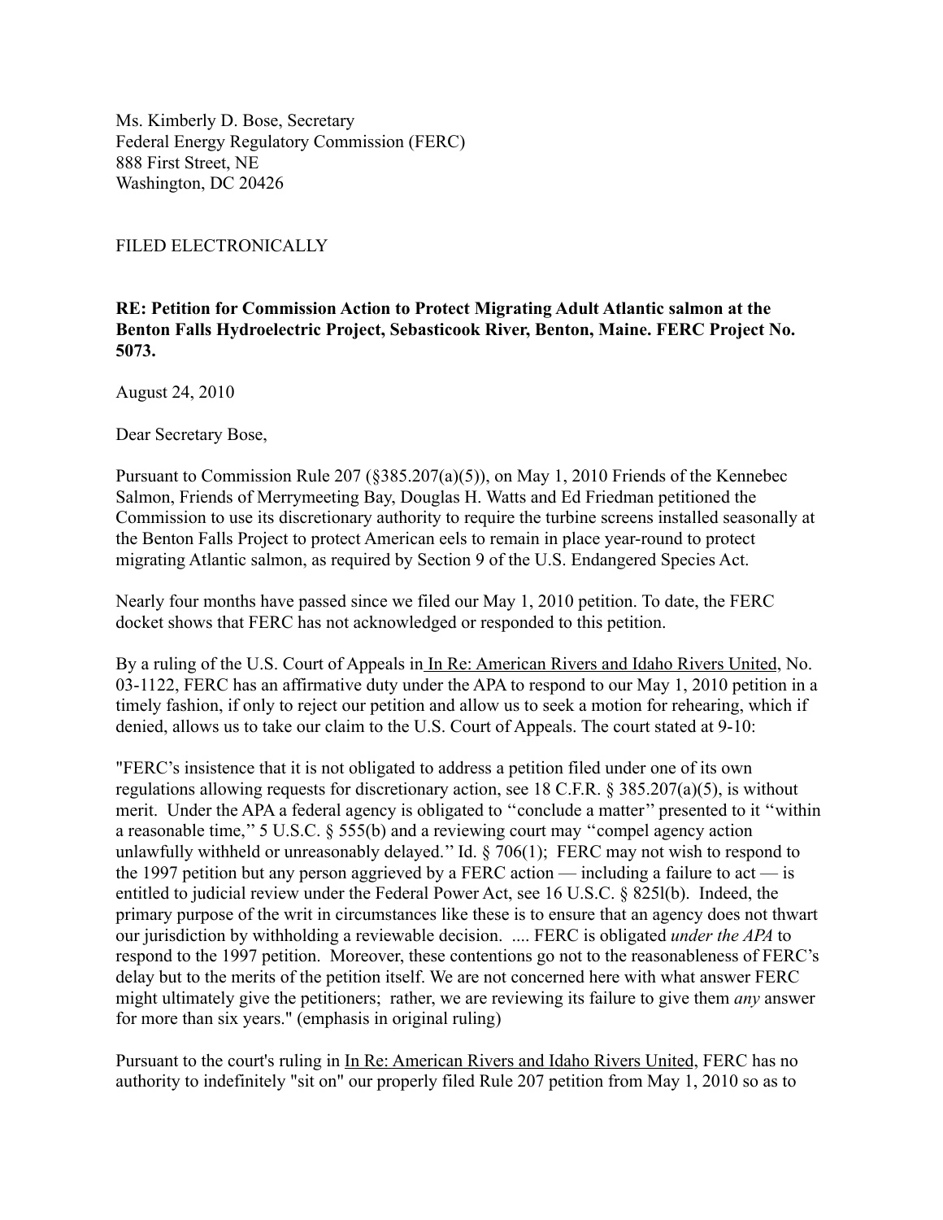Ms. Kimberly D. Bose, Secretary
Federal Energy Regulatory Commission (FERC)
888 First Street, NE
Washington, DC 20426

FILED ELECTRONICALLY

**RE: Petition for Commission Action to Protect Migrating Adult Atlantic salmon at the Benton Falls Hydroelectric Project, Sebasticook River, Benton, Maine. FERC Project No. 5073.**

August 24, 2010

Dear Secretary Bose,

Pursuant to Commission Rule 207 (§385.207(a)(5)), on May 1, 2010 Friends of the Kennebec Salmon, Friends of Merrymeeting Bay, Douglas H. Watts and Ed Friedman petitioned the Commission to use its discretionary authority to require the turbine screens installed seasonally at the Benton Falls Project to protect American eels to remain in place year-round to protect migrating Atlantic salmon, as required by Section 9 of the U.S. Endangered Species Act.

Nearly four months have passed since we filed our May 1, 2010 petition. To date, the FERC docket shows that FERC has not acknowledged or responded to this petition.

By a ruling of the U.S. Court of Appeals in In Re: American Rivers and Idaho Rivers United, No. 03-1122, FERC has an affirmative duty under the APA to respond to our May 1, 2010 petition in a timely fashion, if only to reject our petition and allow us to seek a motion for rehearing, which if denied, allows us to take our claim to the U.S. Court of Appeals. The court stated at 9-10:

"FERC's insistence that it is not obligated to address a petition filed under one of its own regulations allowing requests for discretionary action, see 18 C.F.R. § 385.207(a)(5), is without merit. Under the APA a federal agency is obligated to "conclude a matter" presented to it "within a reasonable time," 5 U.S.C. § 555(b) and a reviewing court may "compel agency action unlawfully withheld or unreasonably delayed." Id. § 706(1); FERC may not wish to respond to the 1997 petition but any person aggrieved by a FERC action — including a failure to act — is entitled to judicial review under the Federal Power Act, see 16 U.S.C. § 825l(b). Indeed, the primary purpose of the writ in circumstances like these is to ensure that an agency does not thwart our jurisdiction by withholding a reviewable decision. .... FERC is obligated *under the APA* to respond to the 1997 petition. Moreover, these contentions go not to the reasonableness of FERC's delay but to the merits of the petition itself. We are not concerned here with what answer FERC might ultimately give the petitioners; rather, we are reviewing its failure to give them *any* answer for more than six years." (emphasis in original ruling)

Pursuant to the court's ruling in In Re: American Rivers and Idaho Rivers United, FERC has no authority to indefinitely "sit on" our properly filed Rule 207 petition from May 1, 2010 so as to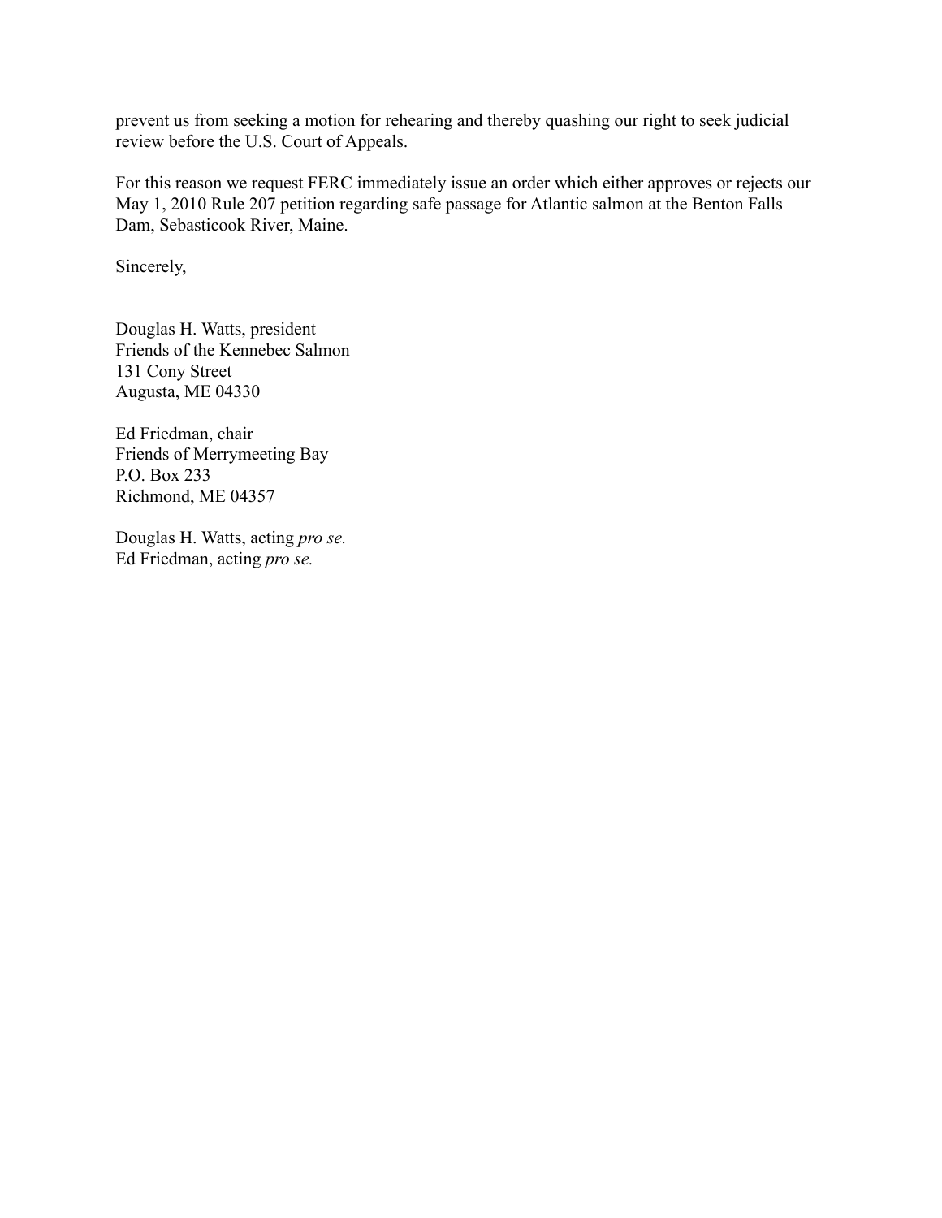prevent us from seeking a motion for rehearing and thereby quashing our right to seek judicial review before the U.S. Court of Appeals.

For this reason we request FERC immediately issue an order which either approves or rejects our May 1, 2010 Rule 207 petition regarding safe passage for Atlantic salmon at the Benton Falls Dam, Sebasticook River, Maine.

Sincerely,

Douglas H. Watts, president
Friends of the Kennebec Salmon
131 Cony Street
Augusta, ME 04330

Ed Friedman, chair
Friends of Merrymeeting Bay
P.O. Box 233
Richmond, ME 04357

Douglas H. Watts, acting *pro se.*
Ed Friedman, acting *pro se.*